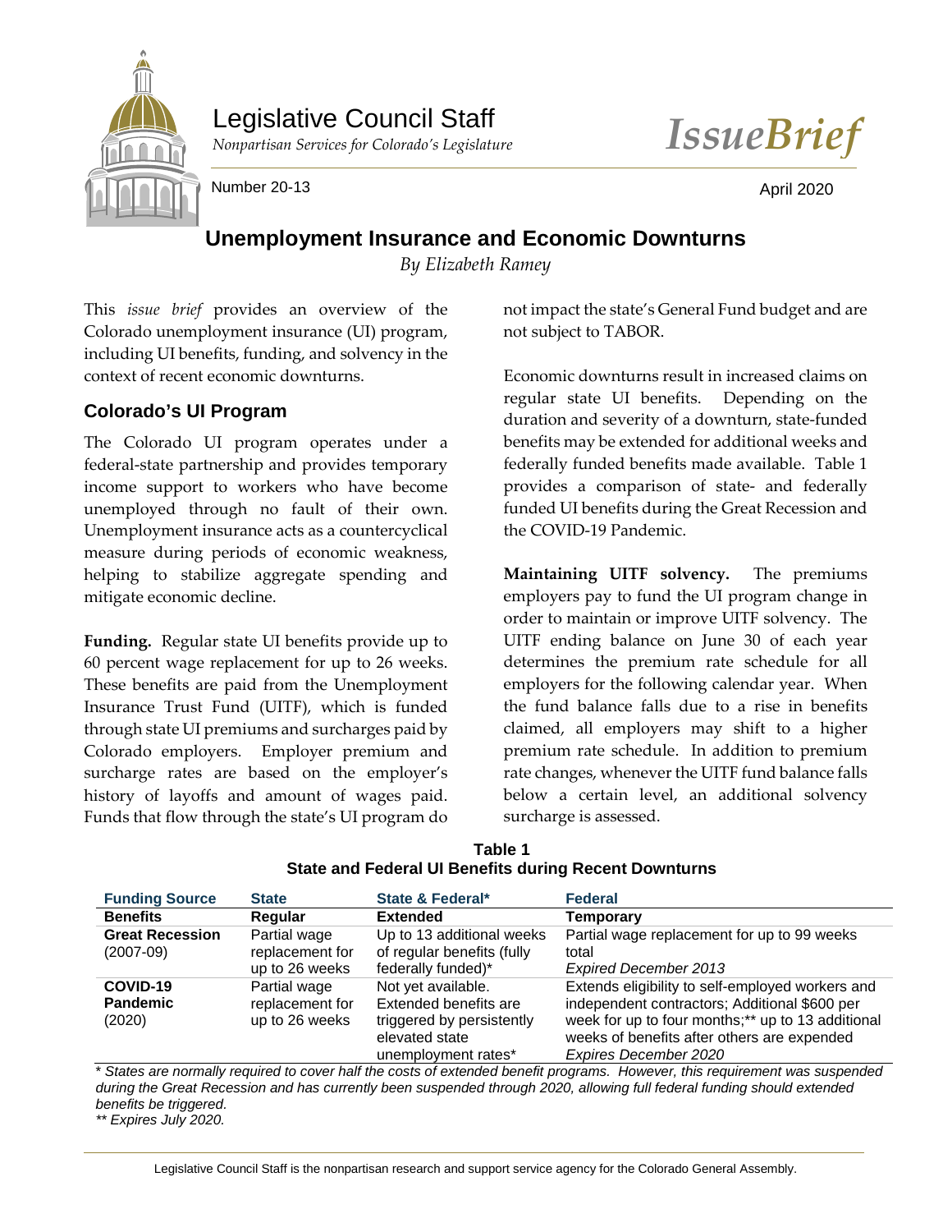# Legislative Council Staff

*Nonpartisan Services for Colorado's Legislature*

***IssueBrief***

Number 20-13

April 2020

## Unemployment Insurance and Economic Downturns

*By Elizabeth Ramey*

This *issue brief* provides an overview of the Colorado unemployment insurance (UI) program, including UI benefits, funding, and solvency in the context of recent economic downturns.

### Colorado's UI Program

The Colorado UI program operates under a federal-state partnership and provides temporary income support to workers who have become unemployed through no fault of their own. Unemployment insurance acts as a countercyclical measure during periods of economic weakness, helping to stabilize aggregate spending and mitigate economic decline.

**Funding.** Regular state UI benefits provide up to 60 percent wage replacement for up to 26 weeks. These benefits are paid from the Unemployment Insurance Trust Fund (UITF), which is funded through state UI premiums and surcharges paid by Colorado employers. Employer premium and surcharge rates are based on the employer's history of layoffs and amount of wages paid. Funds that flow through the state's UI program do not impact the state's General Fund budget and are not subject to TABOR.

Economic downturns result in increased claims on regular state UI benefits. Depending on the duration and severity of a downturn, state-funded benefits may be extended for additional weeks and federally funded benefits made available. Table 1 provides a comparison of state- and federally funded UI benefits during the Great Recession and the COVID-19 Pandemic.

**Maintaining UITF solvency.** The premiums employers pay to fund the UI program change in order to maintain or improve UITF solvency. The UITF ending balance on June 30 of each year determines the premium rate schedule for all employers for the following calendar year. When the fund balance falls due to a rise in benefits claimed, all employers may shift to a higher premium rate schedule. In addition to premium rate changes, whenever the UITF fund balance falls below a certain level, an additional solvency surcharge is assessed.

**Table 1**
**State and Federal UI Benefits during Recent Downturns**

| Funding Source | State | State & Federal* | Federal |
|---|---|---|---|
| **Benefits** | **Regular** | **Extended** | **Temporary** |
| **Great Recession** (2007-09) | Partial wage replacement for up to 26 weeks | Up to 13 additional weeks of regular benefits (fully federally funded)* | Partial wage replacement for up to 99 weeks total *Expired December 2013* |
| **COVID-19 Pandemic** (2020) | Partial wage replacement for up to 26 weeks | Not yet available. Extended benefits are triggered by persistently elevated state unemployment rates* | Extends eligibility to self-employed workers and independent contractors; Additional $600 per week for up to four months;** up to 13 additional weeks of benefits after others are expended *Expires December 2020* |

*\* States are normally required to cover half the costs of extended benefit programs. However, this requirement was suspended during the Great Recession and has currently been suspended through 2020, allowing full federal funding should extended benefits be triggered.*
*\*\* Expires July 2020.*

Legislative Council Staff is the nonpartisan research and support service agency for the Colorado General Assembly.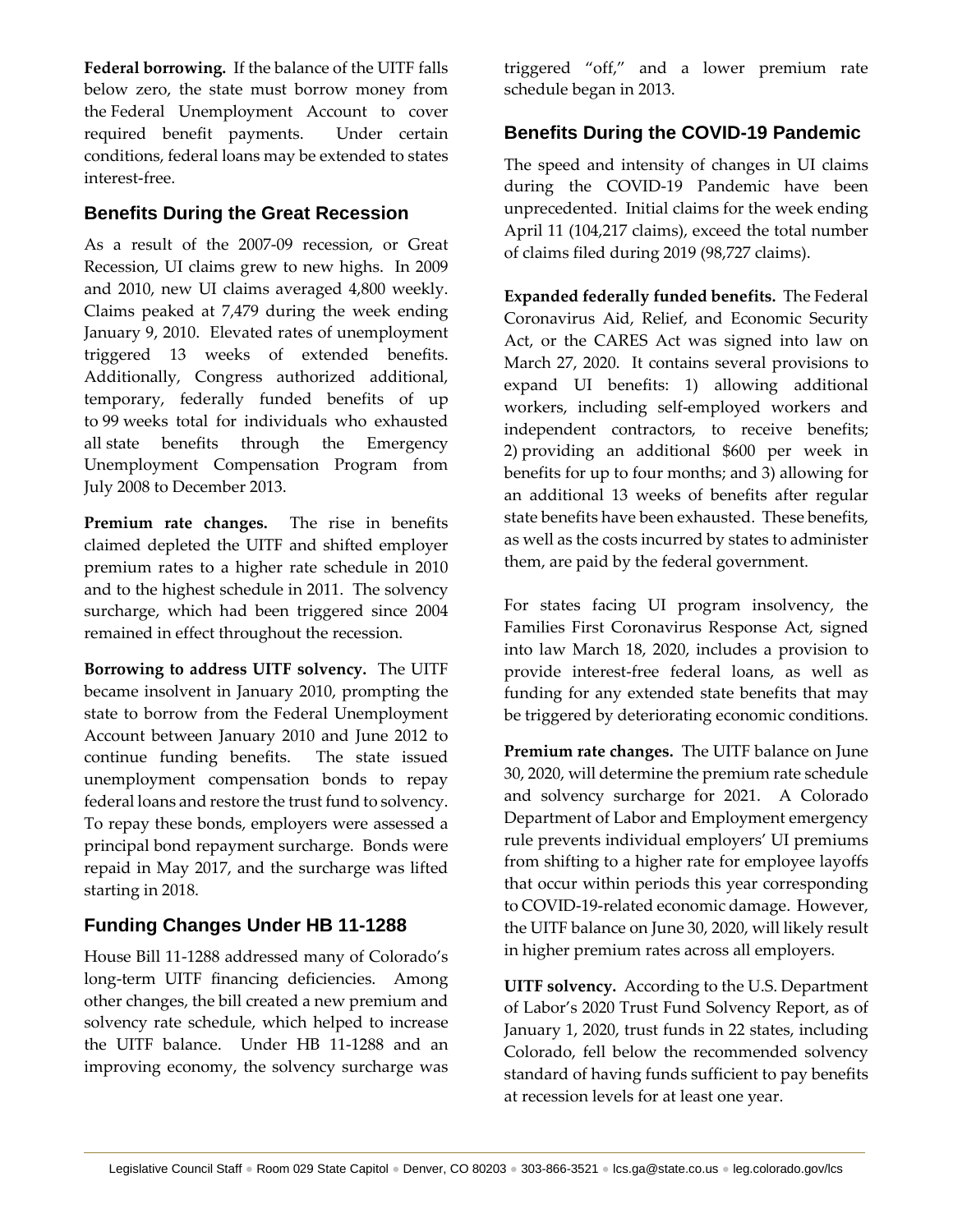**Federal borrowing.** If the balance of the UITF falls below zero, the state must borrow money from the Federal Unemployment Account to cover required benefit payments. Under certain conditions, federal loans may be extended to states interest-free.

## Benefits During the Great Recession

As a result of the 2007-09 recession, or Great Recession, UI claims grew to new highs. In 2009 and 2010, new UI claims averaged 4,800 weekly. Claims peaked at 7,479 during the week ending January 9, 2010. Elevated rates of unemployment triggered 13 weeks of extended benefits. Additionally, Congress authorized additional, temporary, federally funded benefits of up to 99 weeks total for individuals who exhausted all state benefits through the Emergency Unemployment Compensation Program from July 2008 to December 2013.

**Premium rate changes.** The rise in benefits claimed depleted the UITF and shifted employer premium rates to a higher rate schedule in 2010 and to the highest schedule in 2011. The solvency surcharge, which had been triggered since 2004 remained in effect throughout the recession.

**Borrowing to address UITF solvency.** The UITF became insolvent in January 2010, prompting the state to borrow from the Federal Unemployment Account between January 2010 and June 2012 to continue funding benefits. The state issued unemployment compensation bonds to repay federal loans and restore the trust fund to solvency. To repay these bonds, employers were assessed a principal bond repayment surcharge. Bonds were repaid in May 2017, and the surcharge was lifted starting in 2018.

## Funding Changes Under HB 11-1288

House Bill 11-1288 addressed many of Colorado's long-term UITF financing deficiencies. Among other changes, the bill created a new premium and solvency rate schedule, which helped to increase the UITF balance. Under HB 11-1288 and an improving economy, the solvency surcharge was triggered "off," and a lower premium rate schedule began in 2013.

## Benefits During the COVID-19 Pandemic

The speed and intensity of changes in UI claims during the COVID-19 Pandemic have been unprecedented. Initial claims for the week ending April 11 (104,217 claims), exceed the total number of claims filed during 2019 (98,727 claims).

**Expanded federally funded benefits.** The Federal Coronavirus Aid, Relief, and Economic Security Act, or the CARES Act was signed into law on March 27, 2020. It contains several provisions to expand UI benefits: 1) allowing additional workers, including self-employed workers and independent contractors, to receive benefits; 2) providing an additional $600 per week in benefits for up to four months; and 3) allowing for an additional 13 weeks of benefits after regular state benefits have been exhausted. These benefits, as well as the costs incurred by states to administer them, are paid by the federal government.

For states facing UI program insolvency, the Families First Coronavirus Response Act, signed into law March 18, 2020, includes a provision to provide interest-free federal loans, as well as funding for any extended state benefits that may be triggered by deteriorating economic conditions.

**Premium rate changes.** The UITF balance on June 30, 2020, will determine the premium rate schedule and solvency surcharge for 2021. A Colorado Department of Labor and Employment emergency rule prevents individual employers' UI premiums from shifting to a higher rate for employee layoffs that occur within periods this year corresponding to COVID-19-related economic damage. However, the UITF balance on June 30, 2020, will likely result in higher premium rates across all employers.

**UITF solvency.** According to the U.S. Department of Labor's 2020 Trust Fund Solvency Report, as of January 1, 2020, trust funds in 22 states, including Colorado, fell below the recommended solvency standard of having funds sufficient to pay benefits at recession levels for at least one year.